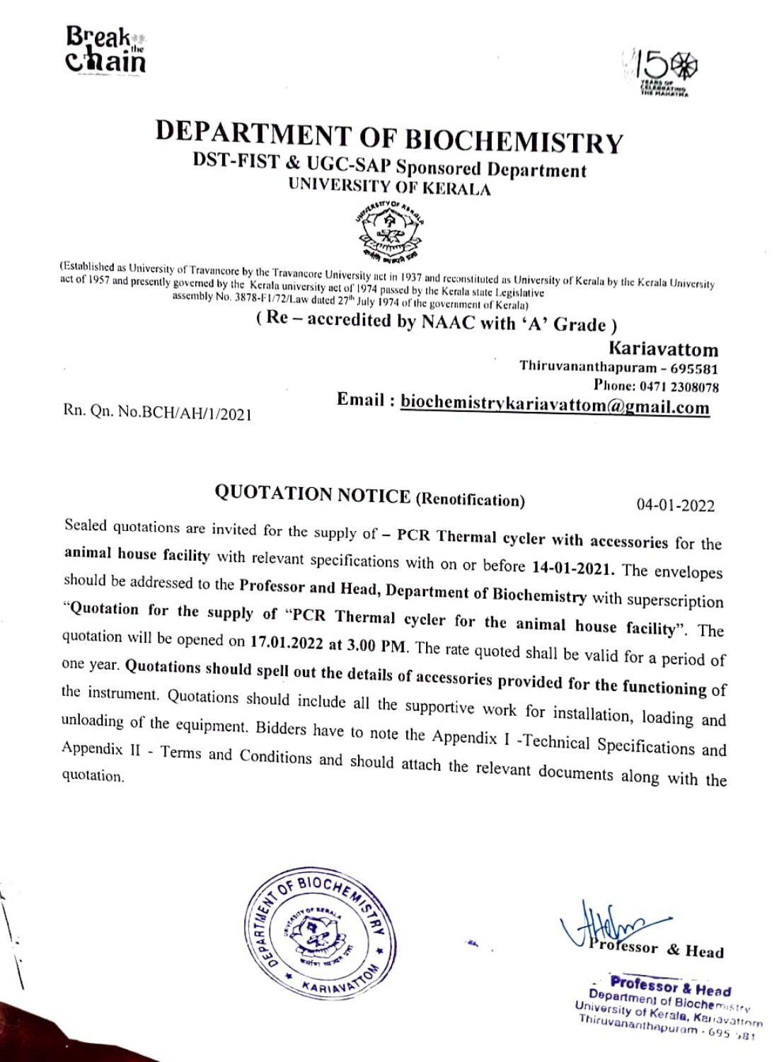Break the chain

150

# DEPARTMENT OF BIOCHEMISTRY

## DST-FIST & UGC-SAP Sponsored Department

### UNIVERSITY OF KERALA

(Established as University of Travancore by the Travancore University act in 1937 and reconstituted as University of Kerala by the Kerala University act of 1957 and presently governed by the Kerala university act of 1974 passed by the Kerala state Legislative assembly No. 3878-F1/72/Law dated 27th July 1974 of the government of Kerala)

**( Re – accredited by NAAC with 'A' Grade )**

**Kariavattom**
Thiruvananthapuram - 695581
Phone: 0471 2308078
**Email : biochemistrykariavattom@gmail.com**

Rn. Qn. No.BCH/AH/1/2021

## QUOTATION NOTICE (Renotification)

04-01-2022

Sealed quotations are invited for the supply of – **PCR Thermal cycler with accessories** for the **animal house facility** with relevant specifications with on or before **14-01-2021.** The envelopes should be addressed to the **Professor and Head, Department of Biochemistry** with superscription **"Quotation for the supply of "PCR Thermal cycler for the animal house facility"**. The quotation will be opened on **17.01.2022 at 3.00 PM**. The rate quoted shall be valid for a period of one year. **Quotations should spell out the details of accessories provided for the functioning** of the instrument. Quotations should include all the supportive work for installation, loading and unloading of the equipment. Bidders have to note the Appendix I -Technical Specifications and Appendix II - Terms and Conditions and should attach the relevant documents along with the quotation.

Professor & Head

**Professor & Head**
Department of Biochemistry
University of Kerala, Kariavattom
Thiruvananthapuram - 695 581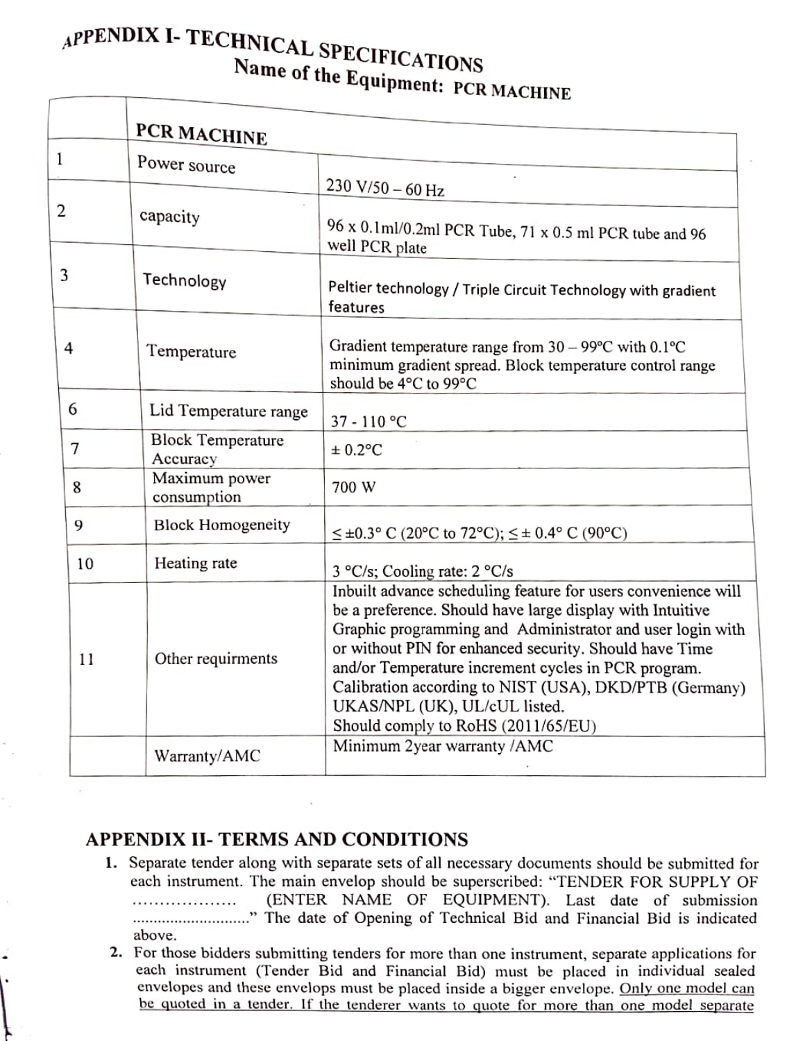# APPENDIX I- TECHNICAL SPECIFICATIONS

## Name of the Equipment: PCR MACHINE

| | PCR MACHINE | |
|---|---|---|
| 1 | Power source | 230 V/50 – 60 Hz |
| 2 | capacity | 96 x 0.1ml/0.2ml PCR Tube, 71 x 0.5 ml PCR tube and 96 well PCR plate |
| 3 | Technology | Peltier technology / Triple Circuit Technology with gradient features |
| 4 | Temperature | Gradient temperature range from 30 – 99°C with 0.1°C minimum gradient spread. Block temperature control range should be 4°C to 99°C |
| 6 | Lid Temperature range | 37 - 110 °C |
| 7 | Block Temperature Accuracy | ± 0.2°C |
| 8 | Maximum power consumption | 700 W |
| 9 | Block Homogeneity | ≤ ±0.3° C (20°C to 72°C); ≤ ± 0.4° C (90°C) |
| 10 | Heating rate | 3 °C/s; Cooling rate: 2 °C/s |
| 11 | Other requirments | Inbuilt advance scheduling feature for users convenience will be a preference. Should have large display with Intuitive Graphic programming and Administrator and user login with or without PIN for enhanced security. Should have Time and/or Temperature increment cycles in PCR program. Calibration according to NIST (USA), DKD/PTB (Germany) UKAS/NPL (UK), UL/cUL listed. Should comply to RoHS (2011/65/EU) |
| | Warranty/AMC | Minimum 2year warranty /AMC |

## APPENDIX II- TERMS AND CONDITIONS

1. Separate tender along with separate sets of all necessary documents should be submitted for each instrument. The main envelop should be superscribed: "TENDER FOR SUPPLY OF .................. (ENTER NAME OF EQUIPMENT). Last date of submission ..........................." The date of Opening of Technical Bid and Financial Bid is indicated above.
2. For those bidders submitting tenders for more than one instrument, separate applications for each instrument (Tender Bid and Financial Bid) must be placed in individual sealed envelopes and these envelops must be placed inside a bigger envelope. <u>Only one model can be quoted in a tender. If the tenderer wants to quote for more than one model separate</u>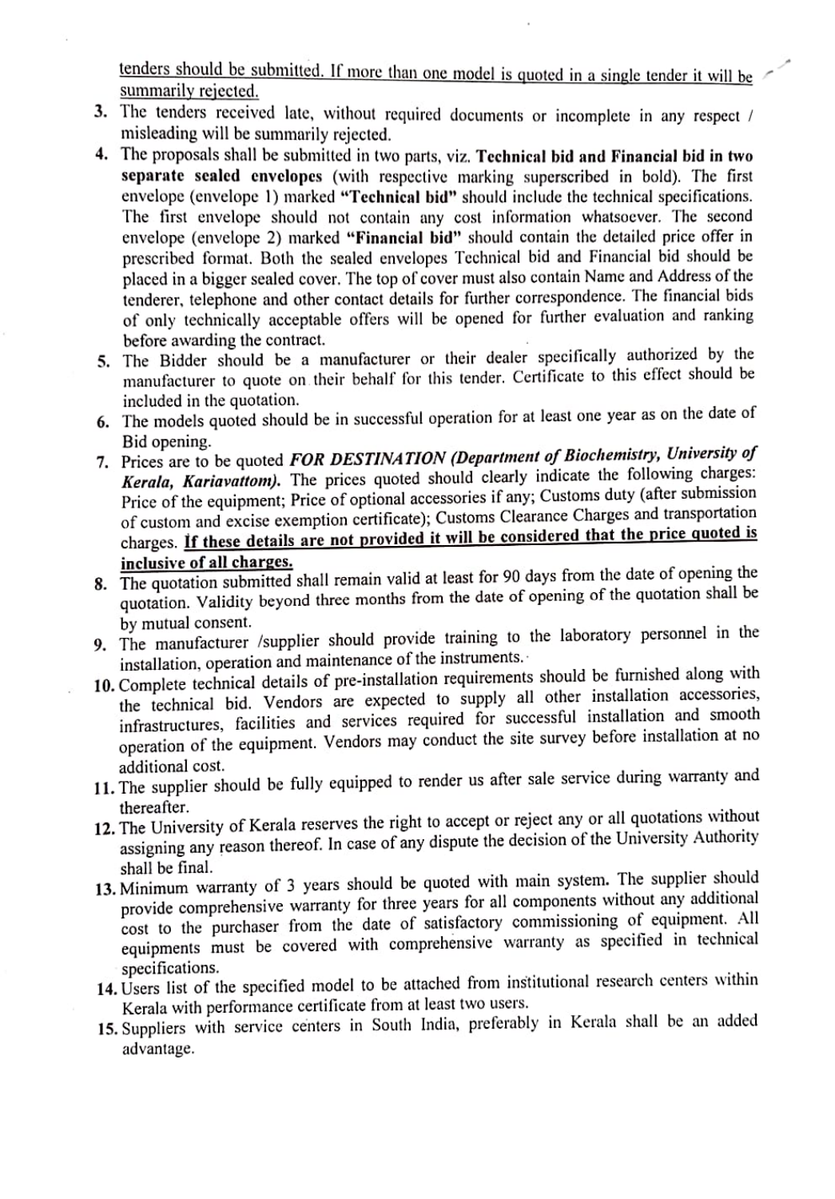<u>tenders should be submitted. If more than one model is quoted in a single tender it will be summarily rejected.</u>

3. The tenders received late, without required documents or incomplete in any respect / misleading will be summarily rejected.
4. The proposals shall be submitted in two parts, viz. **Technical bid and Financial bid in two separate sealed envelopes** (with respective marking superscribed in bold). The first envelope (envelope 1) marked **"Technical bid"** should include the technical specifications. The first envelope should not contain any cost information whatsoever. The second envelope (envelope 2) marked **"Financial bid"** should contain the detailed price offer in prescribed format. Both the sealed envelopes Technical bid and Financial bid should be placed in a bigger sealed cover. The top of cover must also contain Name and Address of the tenderer, telephone and other contact details for further correspondence. The financial bids of only technically acceptable offers will be opened for further evaluation and ranking before awarding the contract.
5. The Bidder should be a manufacturer or their dealer specifically authorized by the manufacturer to quote on their behalf for this tender. Certificate to this effect should be included in the quotation.
6. The models quoted should be in successful operation for at least one year as on the date of Bid opening.
7. Prices are to be quoted ***FOR DESTINATION (Department of Biochemistry, University of Kerala, Kariavattom).*** The prices quoted should clearly indicate the following charges: Price of the equipment; Price of optional accessories if any; Customs duty (after submission of custom and excise exemption certificate); Customs Clearance Charges and transportation charges. <u>**If these details are not provided it will be considered that the price quoted is inclusive of all charges.**</u>
8. The quotation submitted shall remain valid at least for 90 days from the date of opening the quotation. Validity beyond three months from the date of opening of the quotation shall be by mutual consent.
9. The manufacturer /supplier should provide training to the laboratory personnel in the installation, operation and maintenance of the instruments.
10. Complete technical details of pre-installation requirements should be furnished along with the technical bid. Vendors are expected to supply all other installation accessories, infrastructures, facilities and services required for successful installation and smooth operation of the equipment. Vendors may conduct the site survey before installation at no additional cost.
11. The supplier should be fully equipped to render us after sale service during warranty and thereafter.
12. The University of Kerala reserves the right to accept or reject any or all quotations without assigning any reason thereof. In case of any dispute the decision of the University Authority shall be final.
13. Minimum warranty of 3 years should be quoted with main system. The supplier should provide comprehensive warranty for three years for all components without any additional cost to the purchaser from the date of satisfactory commissioning of equipment. All equipments must be covered with comprehensive warranty as specified in technical specifications.
14. Users list of the specified model to be attached from institutional research centers within Kerala with performance certificate from at least two users.
15. Suppliers with service centers in South India, preferably in Kerala shall be an added advantage.